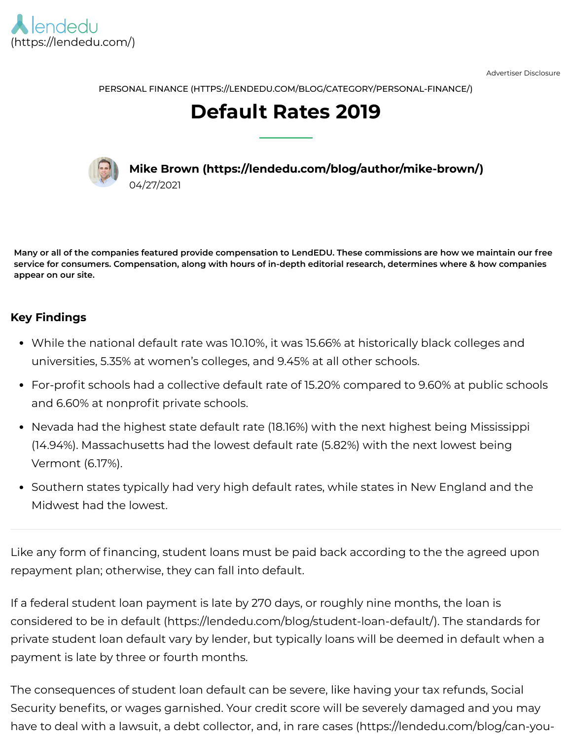lendedu
(https://lendedu.com/)

Advertiser Disclosure

PERSONAL FINANCE (HTTPS://LENDEDU.COM/BLOG/CATEGORY/PERSONAL-FINANCE/)

# Default Rates 2019

**Mike Brown (https://lendedu.com/blog/author/mike-brown/)**
04/27/2021

**Many or all of the companies featured provide compensation to LendEDU. These commissions are how we maintain our free service for consumers. Compensation, along with hours of in-depth editorial research, determines where & how companies appear on our site.**

### Key Findings

- While the national default rate was 10.10%, it was 15.66% at historically black colleges and universities, 5.35% at women's colleges, and 9.45% at all other schools.
- For-profit schools had a collective default rate of 15.20% compared to 9.60% at public schools and 6.60% at nonprofit private schools.
- Nevada had the highest state default rate (18.16%) with the next highest being Mississippi (14.94%). Massachusetts had the lowest default rate (5.82%) with the next lowest being Vermont (6.17%).
- Southern states typically had very high default rates, while states in New England and the Midwest had the lowest.

---

Like any form of financing, student loans must be paid back according to the the agreed upon repayment plan; otherwise, they can fall into default.

If a federal student loan payment is late by 270 days, or roughly nine months, the loan is considered to be in default (https://lendedu.com/blog/student-loan-default/). The standards for private student loan default vary by lender, but typically loans will be deemed in default when a payment is late by three or fourth months.

The consequences of student loan default can be severe, like having your tax refunds, Social Security benefits, or wages garnished. Your credit score will be severely damaged and you may have to deal with a lawsuit, a debt collector, and, in rare cases (https://lendedu.com/blog/can-you-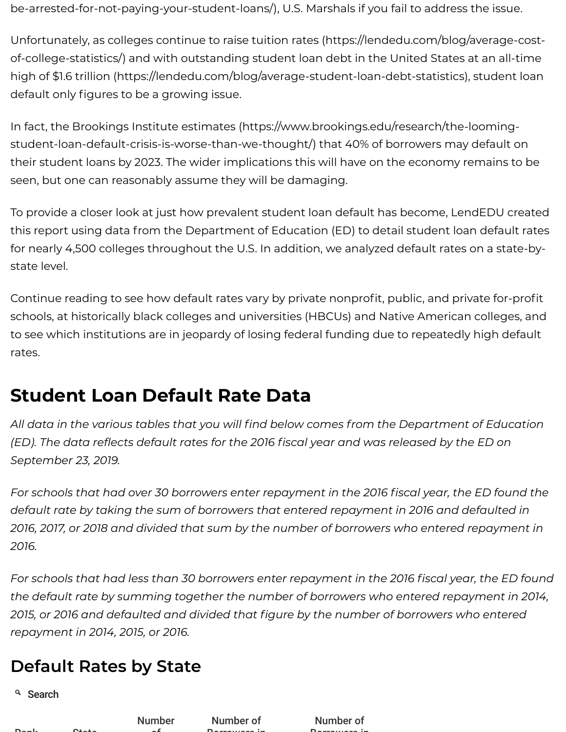be-arrested-for-not-paying-your-student-loans/), U.S. Marshals if you fail to address the issue.

Unfortunately, as colleges continue to raise tuition rates (https://lendedu.com/blog/average-cost-of-college-statistics/) and with outstanding student loan debt in the United States at an all-time high of $1.6 trillion (https://lendedu.com/blog/average-student-loan-debt-statistics), student loan default only figures to be a growing issue.

In fact, the Brookings Institute estimates (https://www.brookings.edu/research/the-looming-student-loan-default-crisis-is-worse-than-we-thought/) that 40% of borrowers may default on their student loans by 2023. The wider implications this will have on the economy remains to be seen, but one can reasonably assume they will be damaging.

To provide a closer look at just how prevalent student loan default has become, LendEDU created this report using data from the Department of Education (ED) to detail student loan default rates for nearly 4,500 colleges throughout the U.S. In addition, we analyzed default rates on a state-by-state level.

Continue reading to see how default rates vary by private nonprofit, public, and private for-profit schools, at historically black colleges and universities (HBCUs) and Native American colleges, and to see which institutions are in jeopardy of losing federal funding due to repeatedly high default rates.

## Student Loan Default Rate Data

*All data in the various tables that you will find below comes from the Department of Education (ED). The data reflects default rates for the 2016 fiscal year and was released by the ED on September 23, 2019.*

*For schools that had over 30 borrowers enter repayment in the 2016 fiscal year, the ED found the default rate by taking the sum of borrowers that entered repayment in 2016 and defaulted in 2016, 2017, or 2018 and divided that sum by the number of borrowers who entered repayment in 2016.*

*For schools that had less than 30 borrowers enter repayment in the 2016 fiscal year, the ED found the default rate by summing together the number of borrowers who entered repayment in 2014, 2015, or 2016 and defaulted and divided that figure by the number of borrowers who entered repayment in 2014, 2015, or 2016.*

## Default Rates by State

Search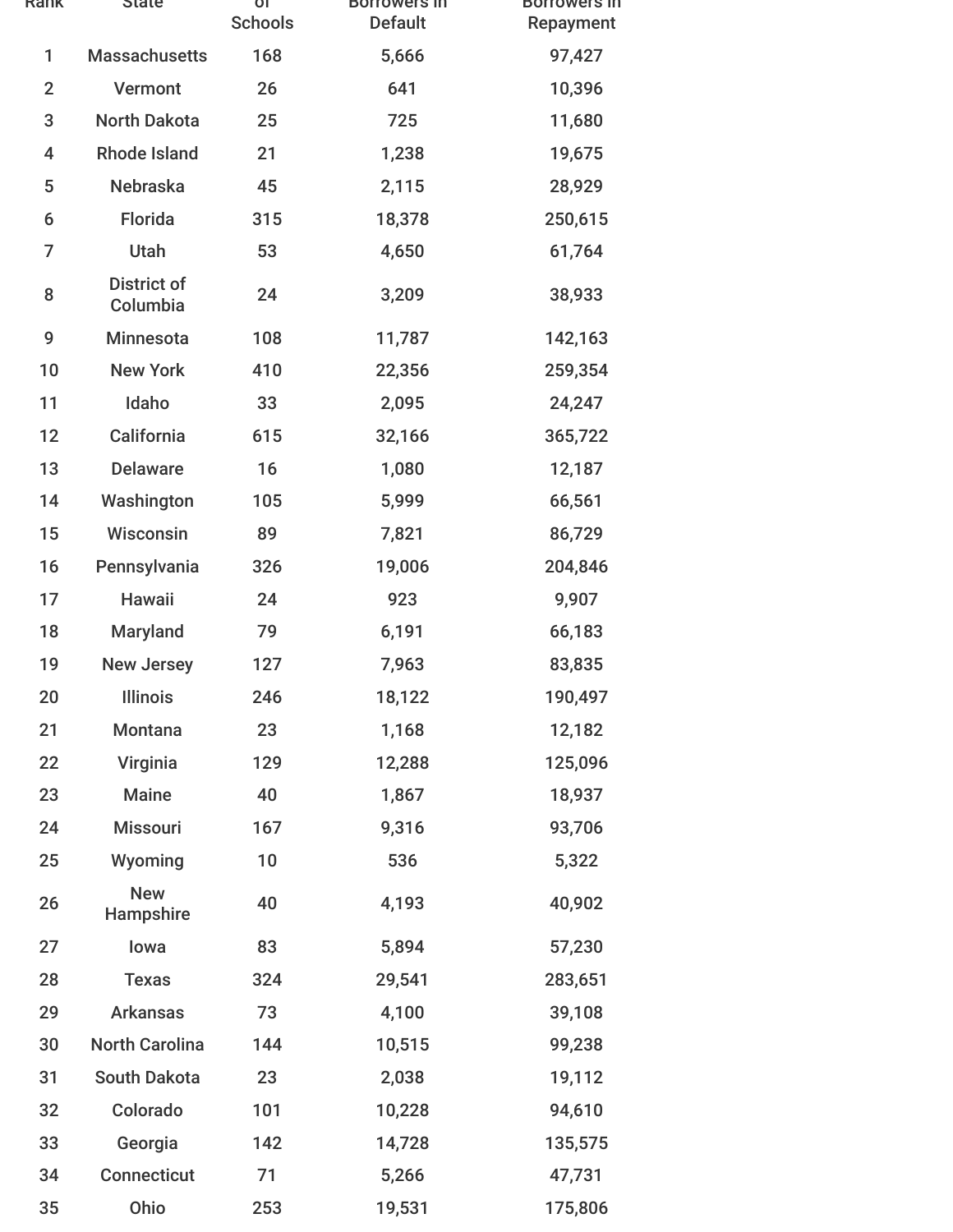| Rank | State | Number of Schools | Borrowers in Default | Borrowers in Repayment |
|---|---|---|---|---|
| 1 | Massachusetts | 168 | 5,666 | 97,427 |
| 2 | Vermont | 26 | 641 | 10,396 |
| 3 | North Dakota | 25 | 725 | 11,680 |
| 4 | Rhode Island | 21 | 1,238 | 19,675 |
| 5 | Nebraska | 45 | 2,115 | 28,929 |
| 6 | Florida | 315 | 18,378 | 250,615 |
| 7 | Utah | 53 | 4,650 | 61,764 |
| 8 | District of Columbia | 24 | 3,209 | 38,933 |
| 9 | Minnesota | 108 | 11,787 | 142,163 |
| 10 | New York | 410 | 22,356 | 259,354 |
| 11 | Idaho | 33 | 2,095 | 24,247 |
| 12 | California | 615 | 32,166 | 365,722 |
| 13 | Delaware | 16 | 1,080 | 12,187 |
| 14 | Washington | 105 | 5,999 | 66,561 |
| 15 | Wisconsin | 89 | 7,821 | 86,729 |
| 16 | Pennsylvania | 326 | 19,006 | 204,846 |
| 17 | Hawaii | 24 | 923 | 9,907 |
| 18 | Maryland | 79 | 6,191 | 66,183 |
| 19 | New Jersey | 127 | 7,963 | 83,835 |
| 20 | Illinois | 246 | 18,122 | 190,497 |
| 21 | Montana | 23 | 1,168 | 12,182 |
| 22 | Virginia | 129 | 12,288 | 125,096 |
| 23 | Maine | 40 | 1,867 | 18,937 |
| 24 | Missouri | 167 | 9,316 | 93,706 |
| 25 | Wyoming | 10 | 536 | 5,322 |
| 26 | New Hampshire | 40 | 4,193 | 40,902 |
| 27 | Iowa | 83 | 5,894 | 57,230 |
| 28 | Texas | 324 | 29,541 | 283,651 |
| 29 | Arkansas | 73 | 4,100 | 39,108 |
| 30 | North Carolina | 144 | 10,515 | 99,238 |
| 31 | South Dakota | 23 | 2,038 | 19,112 |
| 32 | Colorado | 101 | 10,228 | 94,610 |
| 33 | Georgia | 142 | 14,728 | 135,575 |
| 34 | Connecticut | 71 | 5,266 | 47,731 |
| 35 | Ohio | 253 | 19,531 | 175,806 |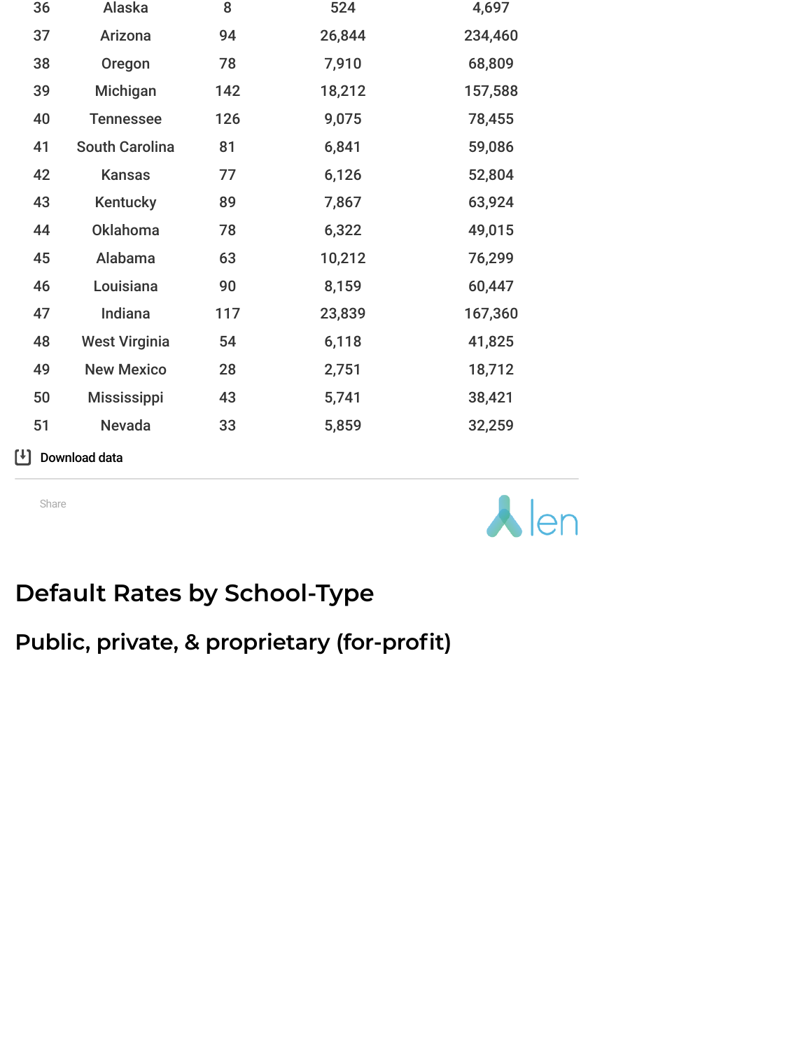| | | | | |
|---|---|---|---|---|
| 36 | Alaska | 8 | 524 | 4,697 |
| 37 | Arizona | 94 | 26,844 | 234,460 |
| 38 | Oregon | 78 | 7,910 | 68,809 |
| 39 | Michigan | 142 | 18,212 | 157,588 |
| 40 | Tennessee | 126 | 9,075 | 78,455 |
| 41 | South Carolina | 81 | 6,841 | 59,086 |
| 42 | Kansas | 77 | 6,126 | 52,804 |
| 43 | Kentucky | 89 | 7,867 | 63,924 |
| 44 | Oklahoma | 78 | 6,322 | 49,015 |
| 45 | Alabama | 63 | 10,212 | 76,299 |
| 46 | Louisiana | 90 | 8,159 | 60,447 |
| 47 | Indiana | 117 | 23,839 | 167,360 |
| 48 | West Virginia | 54 | 6,118 | 41,825 |
| 49 | New Mexico | 28 | 2,751 | 18,712 |
| 50 | Mississippi | 43 | 5,741 | 38,421 |
| 51 | Nevada | 33 | 5,859 | 32,259 |

Download data

Share

## Default Rates by School-Type

### Public, private, & proprietary (for-profit)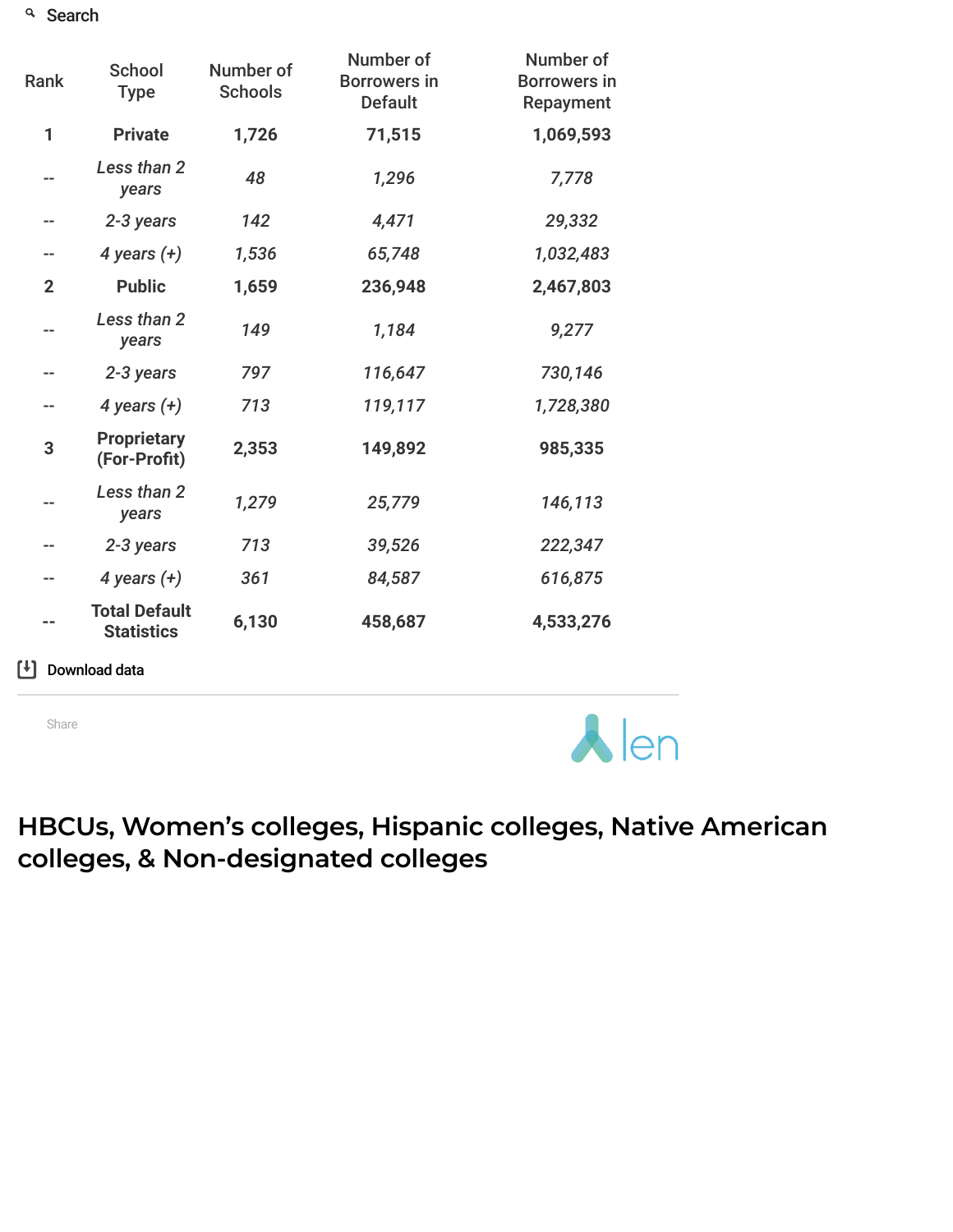Search

| Rank | School Type | Number of Schools | Number of Borrowers in Default | Number of Borrowers in Repayment |
|---|---|---|---|---|
| **1** | **Private** | **1,726** | **71,515** | **1,069,593** |
| -- | *Less than 2 years* | *48* | *1,296* | *7,778* |
| -- | *2-3 years* | *142* | *4,471* | *29,332* |
| -- | *4 years (+)* | *1,536* | *65,748* | *1,032,483* |
| **2** | **Public** | **1,659** | **236,948** | **2,467,803** |
| -- | *Less than 2 years* | *149* | *1,184* | *9,277* |
| -- | *2-3 years* | *797* | *116,647* | *730,146* |
| -- | *4 years (+)* | *713* | *119,117* | *1,728,380* |
| **3** | **Proprietary (For-Profit)** | **2,353** | **149,892** | **985,335** |
| -- | *Less than 2 years* | *1,279* | *25,779* | *146,113* |
| -- | *2-3 years* | *713* | *39,526* | *222,347* |
| -- | *4 years (+)* | *361* | *84,587* | *616,875* |
| -- | **Total Default Statistics** | **6,130** | **458,687** | **4,533,276** |

Download data

Share

len

## HBCUs, Women's colleges, Hispanic colleges, Native American colleges, & Non-designated colleges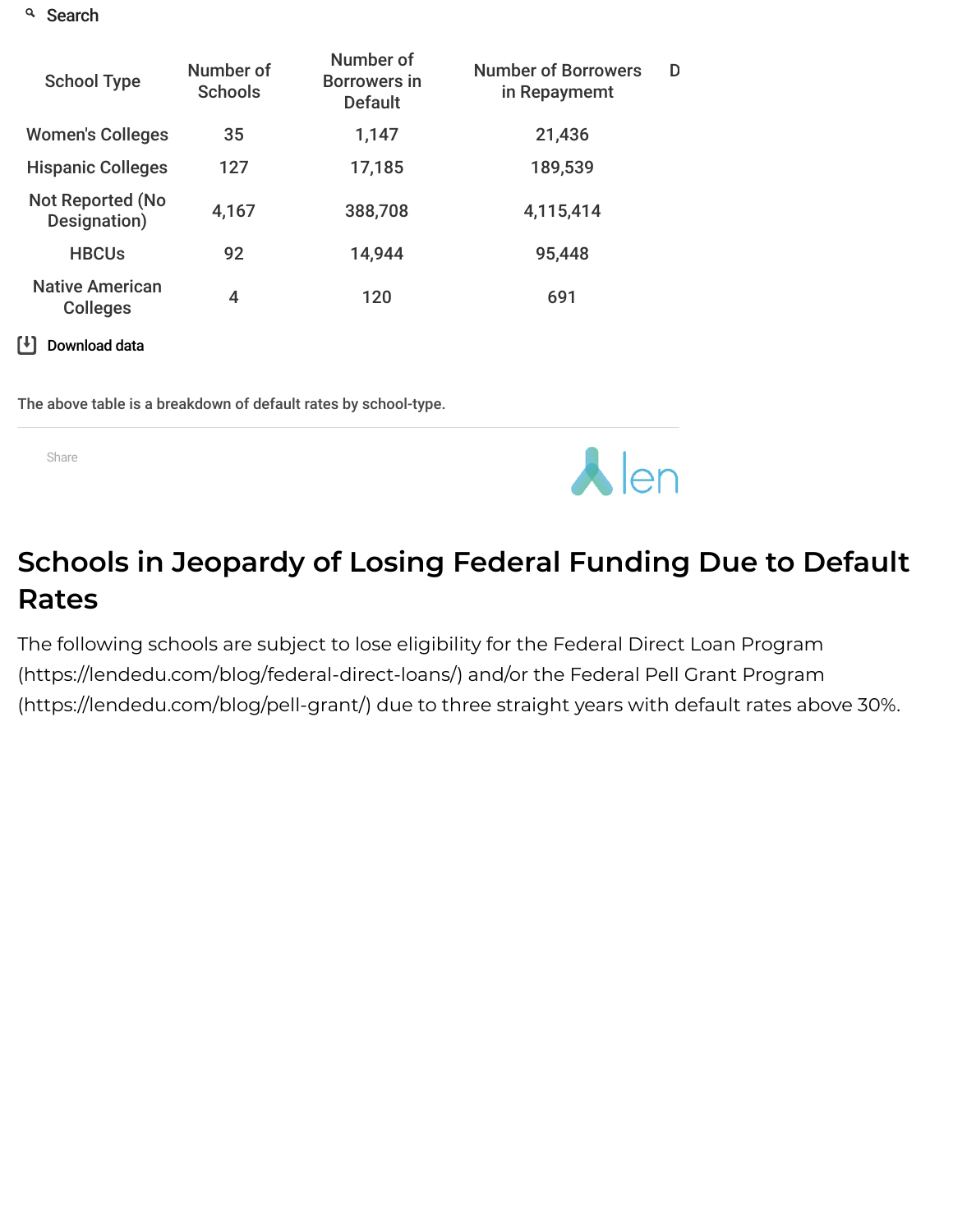Search

| School Type | Number of Schools | Number of Borrowers in Default | Number of Borrowers in Repaymemt | D |
|---|---|---|---|---|
| Women's Colleges | 35 | 1,147 | 21,436 | |
| Hispanic Colleges | 127 | 17,185 | 189,539 | |
| Not Reported (No Designation) | 4,167 | 388,708 | 4,115,414 | |
| HBCUs | 92 | 14,944 | 95,448 | |
| Native American Colleges | 4 | 120 | 691 | |

Download data

The above table is a breakdown of default rates by school-type.

Share

## Schools in Jeopardy of Losing Federal Funding Due to Default Rates

The following schools are subject to lose eligibility for the Federal Direct Loan Program (https://lendedu.com/blog/federal-direct-loans/) and/or the Federal Pell Grant Program (https://lendedu.com/blog/pell-grant/) due to three straight years with default rates above 30%.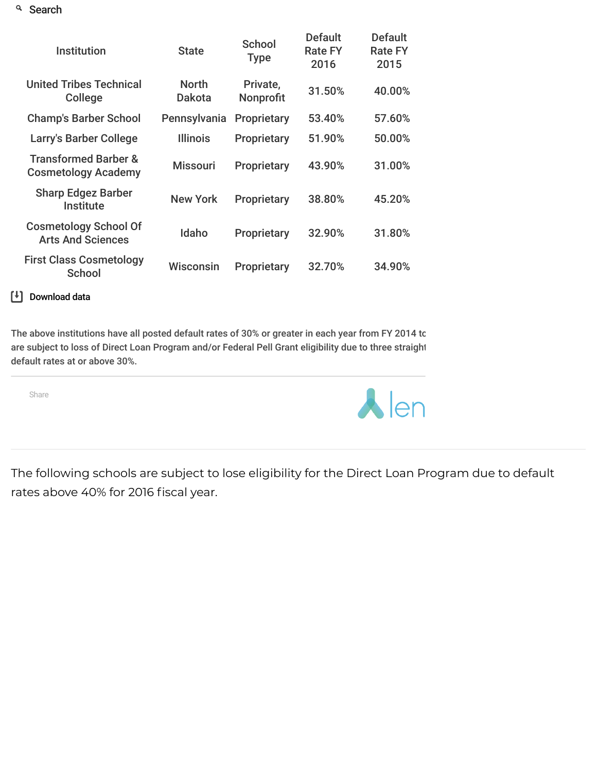Search

| Institution | State | School Type | Default Rate FY 2016 | Default Rate FY 2015 |
|---|---|---|---|---|
| United Tribes Technical College | North Dakota | Private, Nonprofit | 31.50% | 40.00% |
| Champ's Barber School | Pennsylvania | Proprietary | 53.40% | 57.60% |
| Larry's Barber College | Illinois | Proprietary | 51.90% | 50.00% |
| Transformed Barber & Cosmetology Academy | Missouri | Proprietary | 43.90% | 31.00% |
| Sharp Edgez Barber Institute | New York | Proprietary | 38.80% | 45.20% |
| Cosmetology School Of Arts And Sciences | Idaho | Proprietary | 32.90% | 31.80% |
| First Class Cosmetology School | Wisconsin | Proprietary | 32.70% | 34.90% |

Download data

The above institutions have all posted default rates of 30% or greater in each year from FY 2014 tc are subject to loss of Direct Loan Program and/or Federal Pell Grant eligibility due to three straight default rates at or above 30%.

Share

The following schools are subject to lose eligibility for the Direct Loan Program due to default rates above 40% for 2016 fiscal year.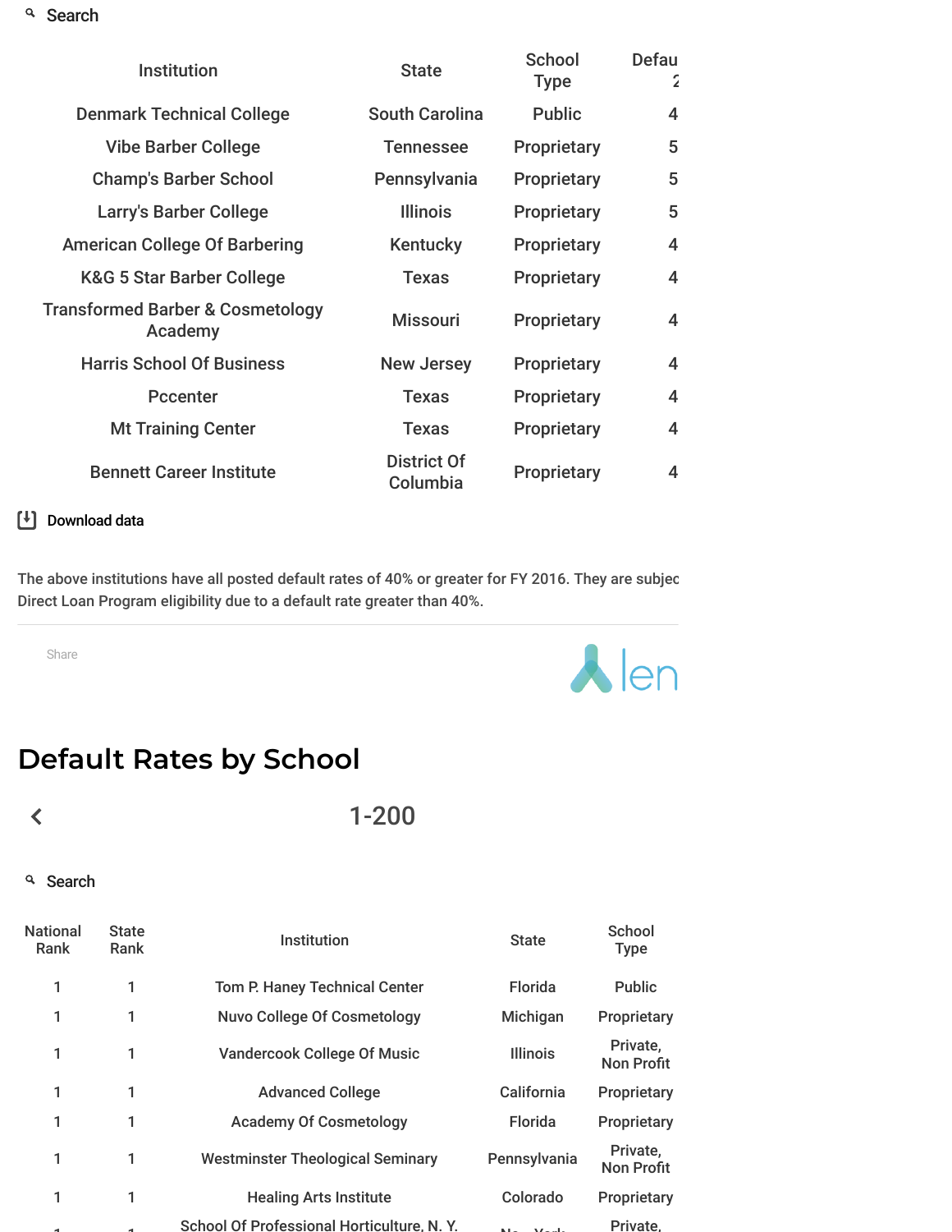Search

| Institution | State | School Type | Defau 2 |
|---|---|---|---|
| Denmark Technical College | South Carolina | Public | 4 |
| Vibe Barber College | Tennessee | Proprietary | 5 |
| Champ's Barber School | Pennsylvania | Proprietary | 5 |
| Larry's Barber College | Illinois | Proprietary | 5 |
| American College Of Barbering | Kentucky | Proprietary | 4 |
| K&G 5 Star Barber College | Texas | Proprietary | 4 |
| Transformed Barber & Cosmetology Academy | Missouri | Proprietary | 4 |
| Harris School Of Business | New Jersey | Proprietary | 4 |
| Pccenter | Texas | Proprietary | 4 |
| Mt Training Center | Texas | Proprietary | 4 |
| Bennett Career Institute | District Of Columbia | Proprietary | 4 |

Download data

The above institutions have all posted default rates of 40% or greater for FY 2016. They are subjec Direct Loan Program eligibility due to a default rate greater than 40%.

Share

# Default Rates by School

1-200

Search

| National Rank | State Rank | Institution | State | School Type |
|---|---|---|---|---|
| 1 | 1 | Tom P. Haney Technical Center | Florida | Public |
| 1 | 1 | Nuvo College Of Cosmetology | Michigan | Proprietary |
| 1 | 1 | Vandercook College Of Music | Illinois | Private, Non Profit |
| 1 | 1 | Advanced College | California | Proprietary |
| 1 | 1 | Academy Of Cosmetology | Florida | Proprietary |
| 1 | 1 | Westminster Theological Seminary | Pennsylvania | Private, Non Profit |
| 1 | 1 | Healing Arts Institute | Colorado | Proprietary |
| 1 | 1 | School Of Professional Horticulture, N. Y. | New York | Private, |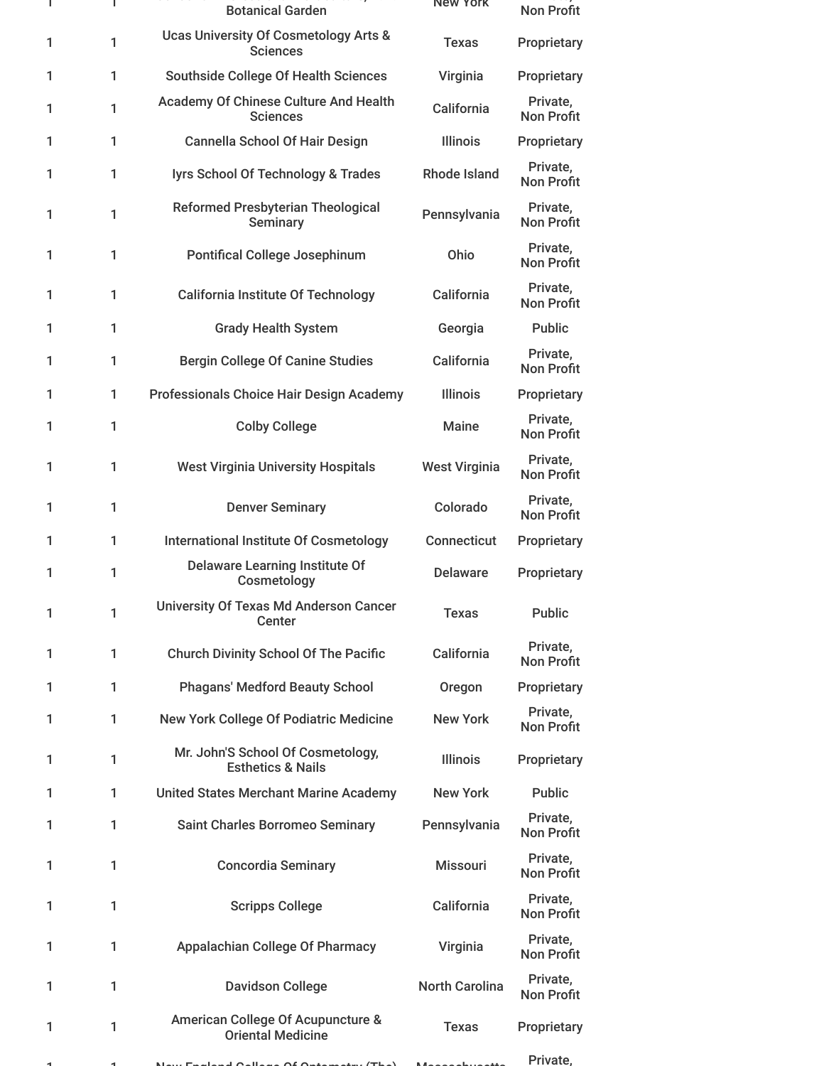| | | | | |
|---|---|---|---|---|
| 1 | 1 | Botanical Garden | New York | Non Profit |
| 1 | 1 | Ucas University Of Cosmetology Arts & Sciences | Texas | Proprietary |
| 1 | 1 | Southside College Of Health Sciences | Virginia | Proprietary |
| 1 | 1 | Academy Of Chinese Culture And Health Sciences | California | Private, Non Profit |
| 1 | 1 | Cannella School Of Hair Design | Illinois | Proprietary |
| 1 | 1 | Iyrs School Of Technology & Trades | Rhode Island | Private, Non Profit |
| 1 | 1 | Reformed Presbyterian Theological Seminary | Pennsylvania | Private, Non Profit |
| 1 | 1 | Pontifical College Josephinum | Ohio | Private, Non Profit |
| 1 | 1 | California Institute Of Technology | California | Private, Non Profit |
| 1 | 1 | Grady Health System | Georgia | Public |
| 1 | 1 | Bergin College Of Canine Studies | California | Private, Non Profit |
| 1 | 1 | Professionals Choice Hair Design Academy | Illinois | Proprietary |
| 1 | 1 | Colby College | Maine | Private, Non Profit |
| 1 | 1 | West Virginia University Hospitals | West Virginia | Private, Non Profit |
| 1 | 1 | Denver Seminary | Colorado | Private, Non Profit |
| 1 | 1 | International Institute Of Cosmetology | Connecticut | Proprietary |
| 1 | 1 | Delaware Learning Institute Of Cosmetology | Delaware | Proprietary |
| 1 | 1 | University Of Texas Md Anderson Cancer Center | Texas | Public |
| 1 | 1 | Church Divinity School Of The Pacific | California | Private, Non Profit |
| 1 | 1 | Phagans' Medford Beauty School | Oregon | Proprietary |
| 1 | 1 | New York College Of Podiatric Medicine | New York | Private, Non Profit |
| 1 | 1 | Mr. John'S School Of Cosmetology, Esthetics & Nails | Illinois | Proprietary |
| 1 | 1 | United States Merchant Marine Academy | New York | Public |
| 1 | 1 | Saint Charles Borromeo Seminary | Pennsylvania | Private, Non Profit |
| 1 | 1 | Concordia Seminary | Missouri | Private, Non Profit |
| 1 | 1 | Scripps College | California | Private, Non Profit |
| 1 | 1 | Appalachian College Of Pharmacy | Virginia | Private, Non Profit |
| 1 | 1 | Davidson College | North Carolina | Private, Non Profit |
| 1 | 1 | American College Of Acupuncture & Oriental Medicine | Texas | Proprietary |
| 1 | 1 | New England College Of Optometry (The) | Massachusetts | Private, |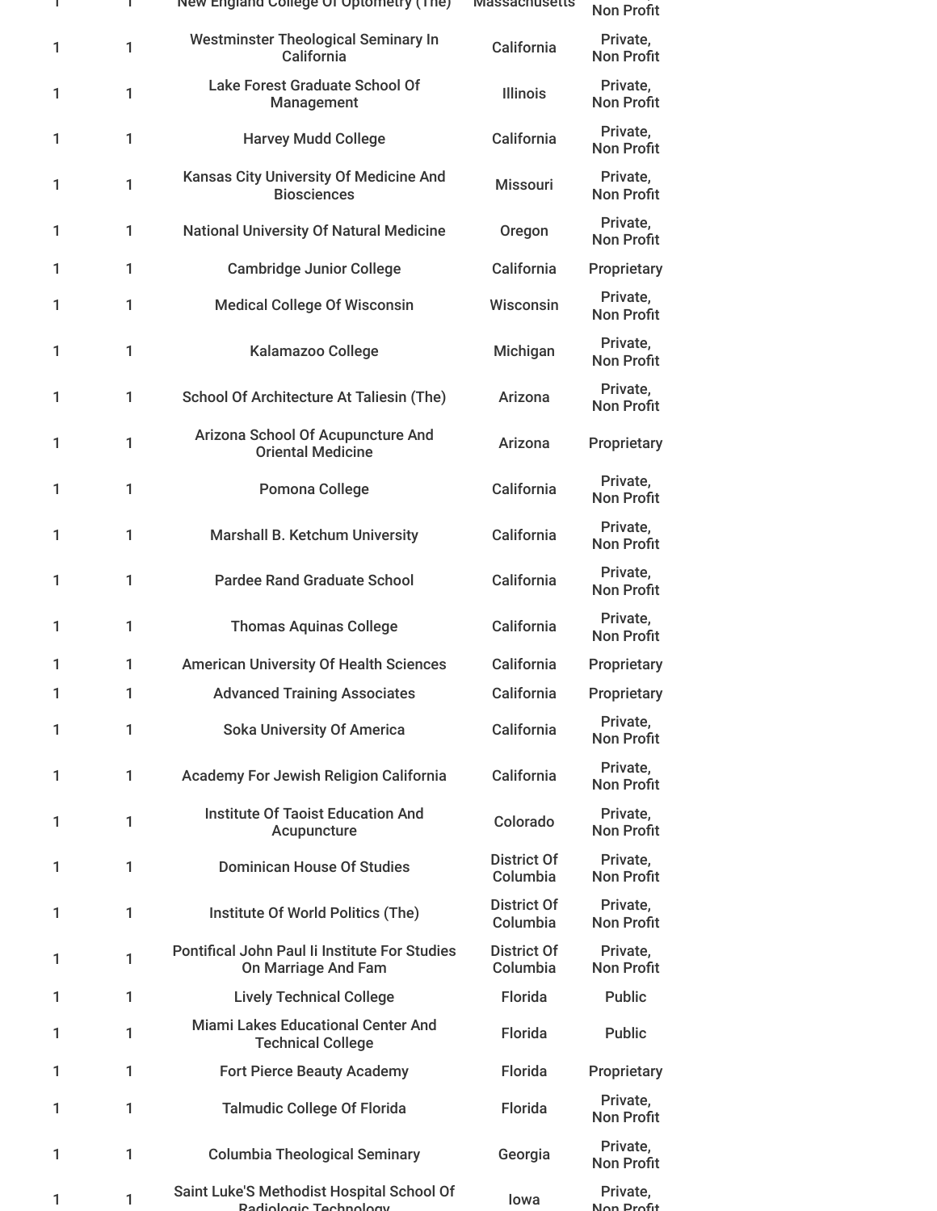| | | | | |
|---|---|---|---|---|
| 1 | 1 | New England College Of Optometry (The) | Massachusetts | Private, Non Profit |
| 1 | 1 | Westminster Theological Seminary In California | California | Private, Non Profit |
| 1 | 1 | Lake Forest Graduate School Of Management | Illinois | Private, Non Profit |
| 1 | 1 | Harvey Mudd College | California | Private, Non Profit |
| 1 | 1 | Kansas City University Of Medicine And Biosciences | Missouri | Private, Non Profit |
| 1 | 1 | National University Of Natural Medicine | Oregon | Private, Non Profit |
| 1 | 1 | Cambridge Junior College | California | Proprietary |
| 1 | 1 | Medical College Of Wisconsin | Wisconsin | Private, Non Profit |
| 1 | 1 | Kalamazoo College | Michigan | Private, Non Profit |
| 1 | 1 | School Of Architecture At Taliesin (The) | Arizona | Private, Non Profit |
| 1 | 1 | Arizona School Of Acupuncture And Oriental Medicine | Arizona | Proprietary |
| 1 | 1 | Pomona College | California | Private, Non Profit |
| 1 | 1 | Marshall B. Ketchum University | California | Private, Non Profit |
| 1 | 1 | Pardee Rand Graduate School | California | Private, Non Profit |
| 1 | 1 | Thomas Aquinas College | California | Private, Non Profit |
| 1 | 1 | American University Of Health Sciences | California | Proprietary |
| 1 | 1 | Advanced Training Associates | California | Proprietary |
| 1 | 1 | Soka University Of America | California | Private, Non Profit |
| 1 | 1 | Academy For Jewish Religion California | California | Private, Non Profit |
| 1 | 1 | Institute Of Taoist Education And Acupuncture | Colorado | Private, Non Profit |
| 1 | 1 | Dominican House Of Studies | District Of Columbia | Private, Non Profit |
| 1 | 1 | Institute Of World Politics (The) | District Of Columbia | Private, Non Profit |
| 1 | 1 | Pontifical John Paul Ii Institute For Studies On Marriage And Fam | District Of Columbia | Private, Non Profit |
| 1 | 1 | Lively Technical College | Florida | Public |
| 1 | 1 | Miami Lakes Educational Center And Technical College | Florida | Public |
| 1 | 1 | Fort Pierce Beauty Academy | Florida | Proprietary |
| 1 | 1 | Talmudic College Of Florida | Florida | Private, Non Profit |
| 1 | 1 | Columbia Theological Seminary | Georgia | Private, Non Profit |
| 1 | 1 | Saint Luke'S Methodist Hospital School Of Radiologic Technology | Iowa | Private, Non Profit |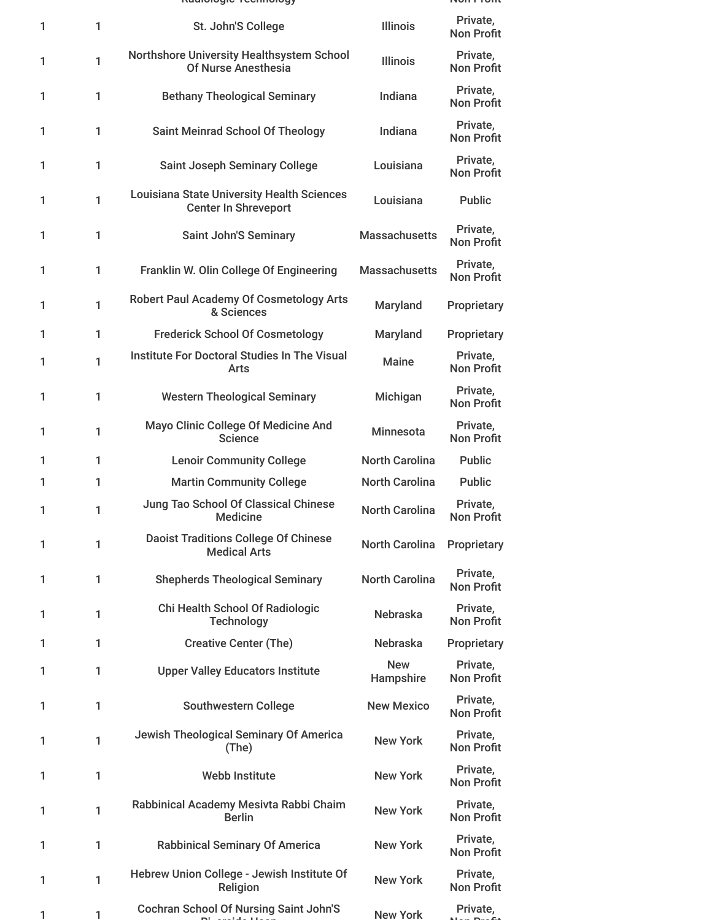| | | | | |
|---|---|---|---|---|
| 1 | 1 | St. John'S College | Illinois | Private, Non Profit |
| 1 | 1 | Northshore University Healthsystem School Of Nurse Anesthesia | Illinois | Private, Non Profit |
| 1 | 1 | Bethany Theological Seminary | Indiana | Private, Non Profit |
| 1 | 1 | Saint Meinrad School Of Theology | Indiana | Private, Non Profit |
| 1 | 1 | Saint Joseph Seminary College | Louisiana | Private, Non Profit |
| 1 | 1 | Louisiana State University Health Sciences Center In Shreveport | Louisiana | Public |
| 1 | 1 | Saint John'S Seminary | Massachusetts | Private, Non Profit |
| 1 | 1 | Franklin W. Olin College Of Engineering | Massachusetts | Private, Non Profit |
| 1 | 1 | Robert Paul Academy Of Cosmetology Arts & Sciences | Maryland | Proprietary |
| 1 | 1 | Frederick School Of Cosmetology | Maryland | Proprietary |
| 1 | 1 | Institute For Doctoral Studies In The Visual Arts | Maine | Private, Non Profit |
| 1 | 1 | Western Theological Seminary | Michigan | Private, Non Profit |
| 1 | 1 | Mayo Clinic College Of Medicine And Science | Minnesota | Private, Non Profit |
| 1 | 1 | Lenoir Community College | North Carolina | Public |
| 1 | 1 | Martin Community College | North Carolina | Public |
| 1 | 1 | Jung Tao School Of Classical Chinese Medicine | North Carolina | Private, Non Profit |
| 1 | 1 | Daoist Traditions College Of Chinese Medical Arts | North Carolina | Proprietary |
| 1 | 1 | Shepherds Theological Seminary | North Carolina | Private, Non Profit |
| 1 | 1 | Chi Health School Of Radiologic Technology | Nebraska | Private, Non Profit |
| 1 | 1 | Creative Center (The) | Nebraska | Proprietary |
| 1 | 1 | Upper Valley Educators Institute | New Hampshire | Private, Non Profit |
| 1 | 1 | Southwestern College | New Mexico | Private, Non Profit |
| 1 | 1 | Jewish Theological Seminary Of America (The) | New York | Private, Non Profit |
| 1 | 1 | Webb Institute | New York | Private, Non Profit |
| 1 | 1 | Rabbinical Academy Mesivta Rabbi Chaim Berlin | New York | Private, Non Profit |
| 1 | 1 | Rabbinical Seminary Of America | New York | Private, Non Profit |
| 1 | 1 | Hebrew Union College - Jewish Institute Of Religion | New York | Private, Non Profit |
| 1 | 1 | Cochran School Of Nursing Saint John'S Riverside Hosp | New York | Private, Non Profit |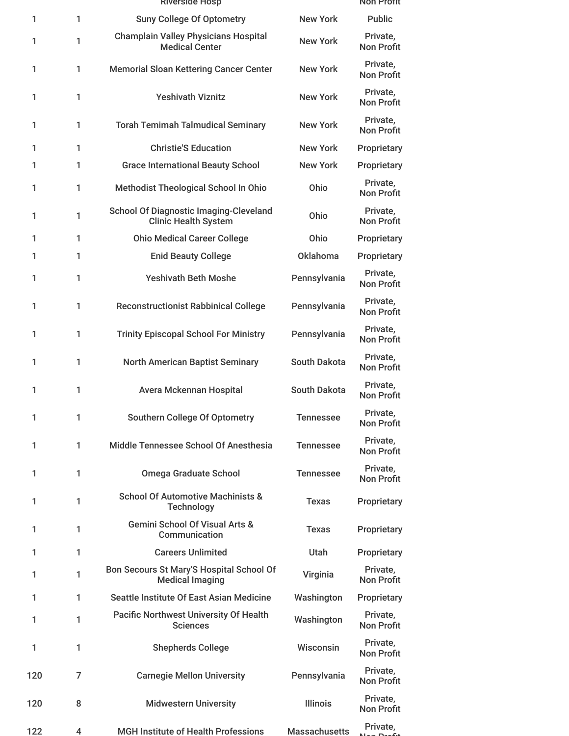| | | | | |
|---|---|---|---|---|
| | | Riverside Hosp | | Non Profit |
| 1 | 1 | Suny College Of Optometry | New York | Public |
| 1 | 1 | Champlain Valley Physicians Hospital Medical Center | New York | Private, Non Profit |
| 1 | 1 | Memorial Sloan Kettering Cancer Center | New York | Private, Non Profit |
| 1 | 1 | Yeshivath Viznitz | New York | Private, Non Profit |
| 1 | 1 | Torah Temimah Talmudical Seminary | New York | Private, Non Profit |
| 1 | 1 | Christie'S Education | New York | Proprietary |
| 1 | 1 | Grace International Beauty School | New York | Proprietary |
| 1 | 1 | Methodist Theological School In Ohio | Ohio | Private, Non Profit |
| 1 | 1 | School Of Diagnostic Imaging-Cleveland Clinic Health System | Ohio | Private, Non Profit |
| 1 | 1 | Ohio Medical Career College | Ohio | Proprietary |
| 1 | 1 | Enid Beauty College | Oklahoma | Proprietary |
| 1 | 1 | Yeshivath Beth Moshe | Pennsylvania | Private, Non Profit |
| 1 | 1 | Reconstructionist Rabbinical College | Pennsylvania | Private, Non Profit |
| 1 | 1 | Trinity Episcopal School For Ministry | Pennsylvania | Private, Non Profit |
| 1 | 1 | North American Baptist Seminary | South Dakota | Private, Non Profit |
| 1 | 1 | Avera Mckennan Hospital | South Dakota | Private, Non Profit |
| 1 | 1 | Southern College Of Optometry | Tennessee | Private, Non Profit |
| 1 | 1 | Middle Tennessee School Of Anesthesia | Tennessee | Private, Non Profit |
| 1 | 1 | Omega Graduate School | Tennessee | Private, Non Profit |
| 1 | 1 | School Of Automotive Machinists & Technology | Texas | Proprietary |
| 1 | 1 | Gemini School Of Visual Arts & Communication | Texas | Proprietary |
| 1 | 1 | Careers Unlimited | Utah | Proprietary |
| 1 | 1 | Bon Secours St Mary'S Hospital School Of Medical Imaging | Virginia | Private, Non Profit |
| 1 | 1 | Seattle Institute Of East Asian Medicine | Washington | Proprietary |
| 1 | 1 | Pacific Northwest University Of Health Sciences | Washington | Private, Non Profit |
| 1 | 1 | Shepherds College | Wisconsin | Private, Non Profit |
| 120 | 7 | Carnegie Mellon University | Pennsylvania | Private, Non Profit |
| 120 | 8 | Midwestern University | Illinois | Private, Non Profit |
| 122 | 4 | MGH Institute of Health Professions | Massachusetts | Private, Non Profit |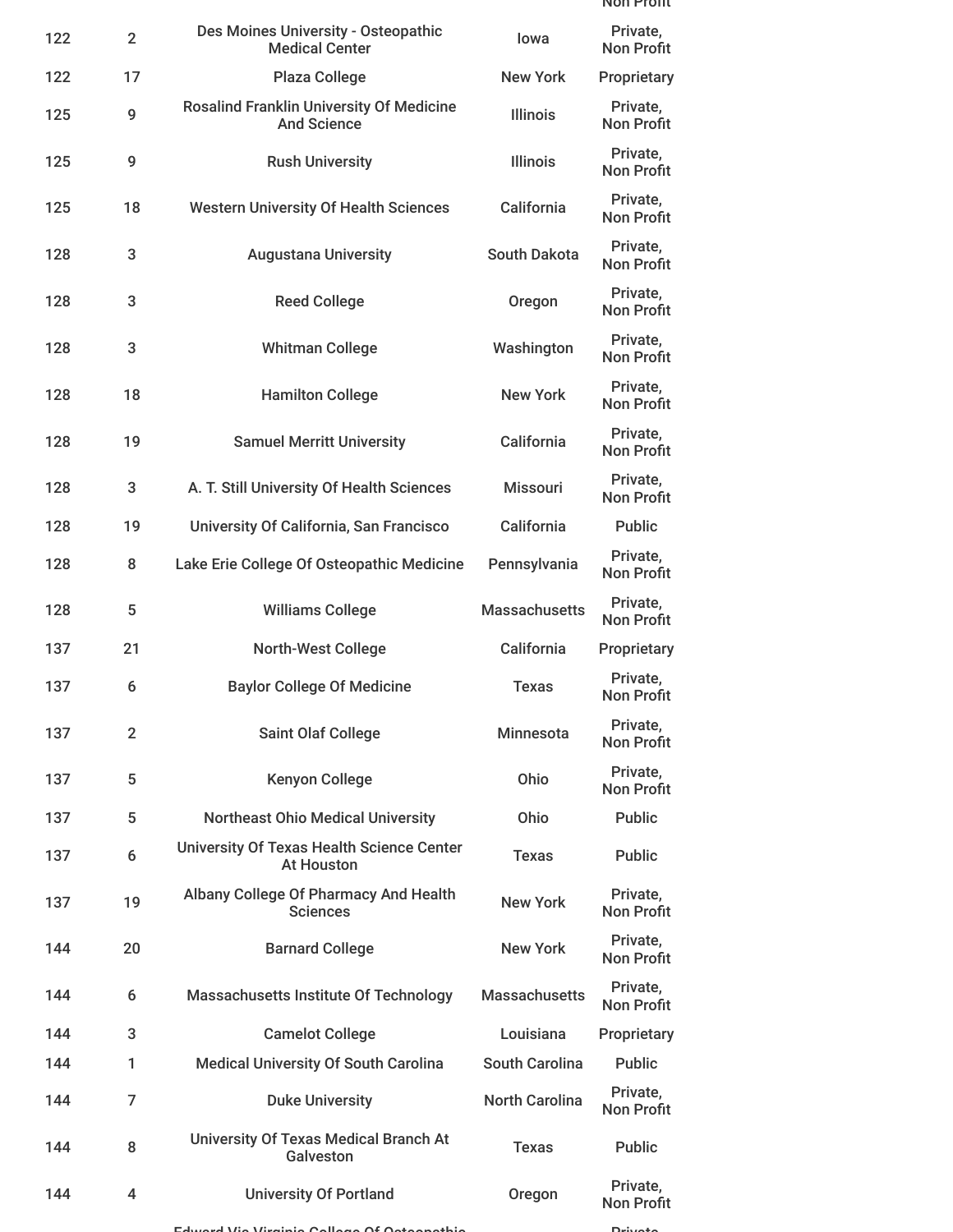| | | | | |
|---|---|---|---|---|
| 122 | 2 | Des Moines University - Osteopathic Medical Center | Iowa | Private, Non Profit |
| 122 | 17 | Plaza College | New York | Proprietary |
| 125 | 9 | Rosalind Franklin University Of Medicine And Science | Illinois | Private, Non Profit |
| 125 | 9 | Rush University | Illinois | Private, Non Profit |
| 125 | 18 | Western University Of Health Sciences | California | Private, Non Profit |
| 128 | 3 | Augustana University | South Dakota | Private, Non Profit |
| 128 | 3 | Reed College | Oregon | Private, Non Profit |
| 128 | 3 | Whitman College | Washington | Private, Non Profit |
| 128 | 18 | Hamilton College | New York | Private, Non Profit |
| 128 | 19 | Samuel Merritt University | California | Private, Non Profit |
| 128 | 3 | A. T. Still University Of Health Sciences | Missouri | Private, Non Profit |
| 128 | 19 | University Of California, San Francisco | California | Public |
| 128 | 8 | Lake Erie College Of Osteopathic Medicine | Pennsylvania | Private, Non Profit |
| 128 | 5 | Williams College | Massachusetts | Private, Non Profit |
| 137 | 21 | North-West College | California | Proprietary |
| 137 | 6 | Baylor College Of Medicine | Texas | Private, Non Profit |
| 137 | 2 | Saint Olaf College | Minnesota | Private, Non Profit |
| 137 | 5 | Kenyon College | Ohio | Private, Non Profit |
| 137 | 5 | Northeast Ohio Medical University | Ohio | Public |
| 137 | 6 | University Of Texas Health Science Center At Houston | Texas | Public |
| 137 | 19 | Albany College Of Pharmacy And Health Sciences | New York | Private, Non Profit |
| 144 | 20 | Barnard College | New York | Private, Non Profit |
| 144 | 6 | Massachusetts Institute Of Technology | Massachusetts | Private, Non Profit |
| 144 | 3 | Camelot College | Louisiana | Proprietary |
| 144 | 1 | Medical University Of South Carolina | South Carolina | Public |
| 144 | 7 | Duke University | North Carolina | Private, Non Profit |
| 144 | 8 | University Of Texas Medical Branch At Galveston | Texas | Public |
| 144 | 4 | University Of Portland | Oregon | Private, Non Profit |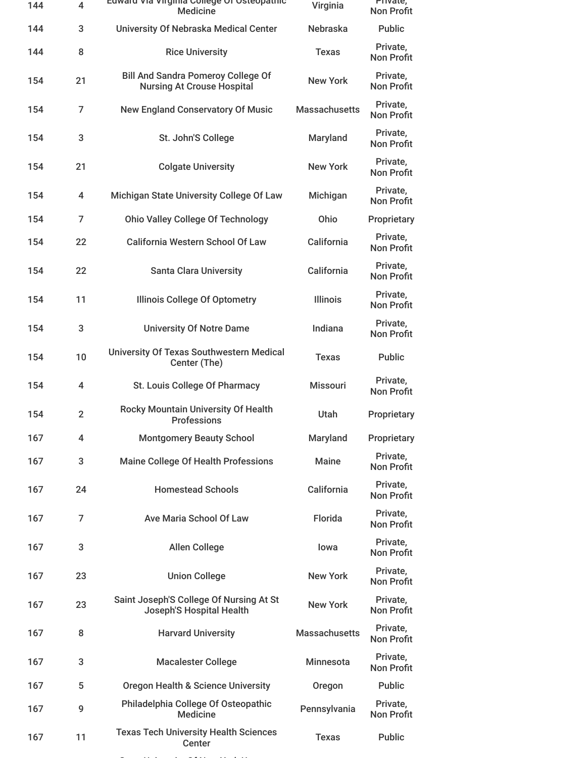| 144 | 4 | Edward Via Virginia College Of Osteopathic Medicine | Virginia | Private, Non Profit |
|---|---|---|---|---|
| 144 | 3 | University Of Nebraska Medical Center | Nebraska | Public |
| 144 | 8 | Rice University | Texas | Private, Non Profit |
| 154 | 21 | Bill And Sandra Pomeroy College Of Nursing At Crouse Hospital | New York | Private, Non Profit |
| 154 | 7 | New England Conservatory Of Music | Massachusetts | Private, Non Profit |
| 154 | 3 | St. John'S College | Maryland | Private, Non Profit |
| 154 | 21 | Colgate University | New York | Private, Non Profit |
| 154 | 4 | Michigan State University College Of Law | Michigan | Private, Non Profit |
| 154 | 7 | Ohio Valley College Of Technology | Ohio | Proprietary |
| 154 | 22 | California Western School Of Law | California | Private, Non Profit |
| 154 | 22 | Santa Clara University | California | Private, Non Profit |
| 154 | 11 | Illinois College Of Optometry | Illinois | Private, Non Profit |
| 154 | 3 | University Of Notre Dame | Indiana | Private, Non Profit |
| 154 | 10 | University Of Texas Southwestern Medical Center (The) | Texas | Public |
| 154 | 4 | St. Louis College Of Pharmacy | Missouri | Private, Non Profit |
| 154 | 2 | Rocky Mountain University Of Health Professions | Utah | Proprietary |
| 167 | 4 | Montgomery Beauty School | Maryland | Proprietary |
| 167 | 3 | Maine College Of Health Professions | Maine | Private, Non Profit |
| 167 | 24 | Homestead Schools | California | Private, Non Profit |
| 167 | 7 | Ave Maria School Of Law | Florida | Private, Non Profit |
| 167 | 3 | Allen College | Iowa | Private, Non Profit |
| 167 | 23 | Union College | New York | Private, Non Profit |
| 167 | 23 | Saint Joseph'S College Of Nursing At St Joseph'S Hospital Health | New York | Private, Non Profit |
| 167 | 8 | Harvard University | Massachusetts | Private, Non Profit |
| 167 | 3 | Macalester College | Minnesota | Private, Non Profit |
| 167 | 5 | Oregon Health & Science University | Oregon | Public |
| 167 | 9 | Philadelphia College Of Osteopathic Medicine | Pennsylvania | Private, Non Profit |
| 167 | 11 | Texas Tech University Health Sciences Center | Texas | Public |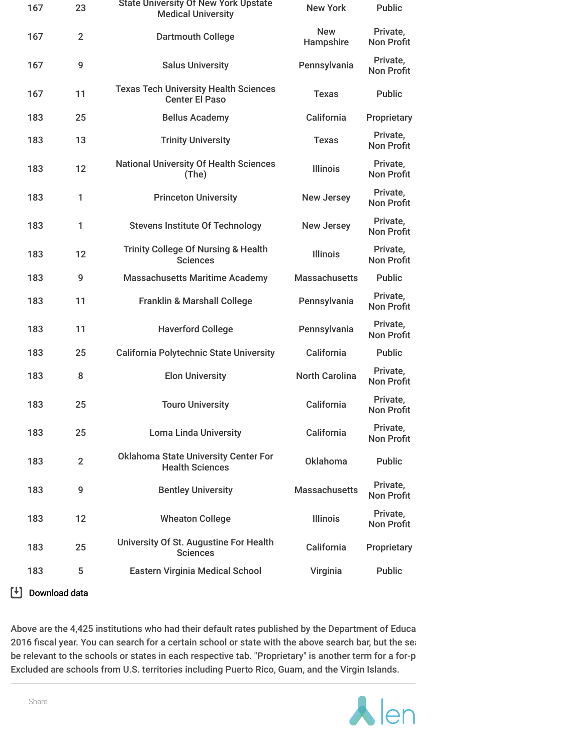| | | | | |
|---|---|---|---|---|
| 167 | 23 | State University Of New York Upstate Medical University | New York | Public |
| 167 | 2 | Dartmouth College | New Hampshire | Private, Non Profit |
| 167 | 9 | Salus University | Pennsylvania | Private, Non Profit |
| 167 | 11 | Texas Tech University Health Sciences Center El Paso | Texas | Public |
| 183 | 25 | Bellus Academy | California | Proprietary |
| 183 | 13 | Trinity University | Texas | Private, Non Profit |
| 183 | 12 | National University Of Health Sciences (The) | Illinois | Private, Non Profit |
| 183 | 1 | Princeton University | New Jersey | Private, Non Profit |
| 183 | 1 | Stevens Institute Of Technology | New Jersey | Private, Non Profit |
| 183 | 12 | Trinity College Of Nursing & Health Sciences | Illinois | Private, Non Profit |
| 183 | 9 | Massachusetts Maritime Academy | Massachusetts | Public |
| 183 | 11 | Franklin & Marshall College | Pennsylvania | Private, Non Profit |
| 183 | 11 | Haverford College | Pennsylvania | Private, Non Profit |
| 183 | 25 | California Polytechnic State University | California | Public |
| 183 | 8 | Elon University | North Carolina | Private, Non Profit |
| 183 | 25 | Touro University | California | Private, Non Profit |
| 183 | 25 | Loma Linda University | California | Private, Non Profit |
| 183 | 2 | Oklahoma State University Center For Health Sciences | Oklahoma | Public |
| 183 | 9 | Bentley University | Massachusetts | Private, Non Profit |
| 183 | 12 | Wheaton College | Illinois | Private, Non Profit |
| 183 | 25 | University Of St. Augustine For Health Sciences | California | Proprietary |
| 183 | 5 | Eastern Virginia Medical School | Virginia | Public |

Download data

Above are the 4,425 institutions who had their default rates published by the Department of Educa 2016 fiscal year. You can search for a certain school or state with the above search bar, but the se be relevant to the schools or states in each respective tab. "Proprietary" is another term for a for-p Excluded are schools from U.S. territories including Puerto Rico, Guam, and the Virgin Islands.

Share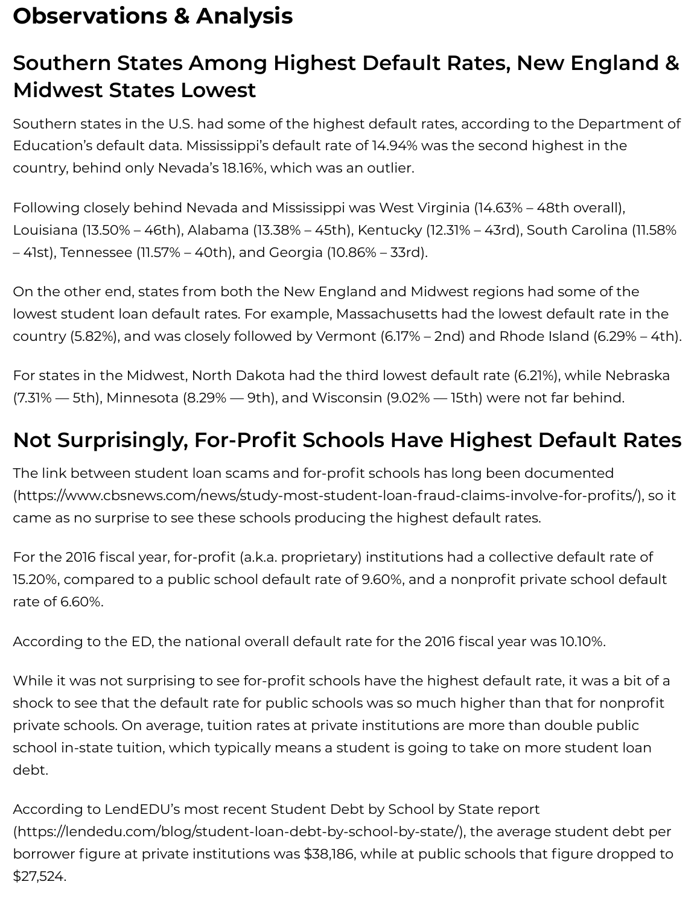# Observations & Analysis

## Southern States Among Highest Default Rates, New England & Midwest States Lowest

Southern states in the U.S. had some of the highest default rates, according to the Department of Education's default data. Mississippi's default rate of 14.94% was the second highest in the country, behind only Nevada's 18.16%, which was an outlier.

Following closely behind Nevada and Mississippi was West Virginia (14.63% – 48th overall), Louisiana (13.50% – 46th), Alabama (13.38% – 45th), Kentucky (12.31% – 43rd), South Carolina (11.58% – 41st), Tennessee (11.57% – 40th), and Georgia (10.86% – 33rd).

On the other end, states from both the New England and Midwest regions had some of the lowest student loan default rates. For example, Massachusetts had the lowest default rate in the country (5.82%), and was closely followed by Vermont (6.17% – 2nd) and Rhode Island (6.29% – 4th).

For states in the Midwest, North Dakota had the third lowest default rate (6.21%), while Nebraska (7.31% — 5th), Minnesota (8.29% — 9th), and Wisconsin (9.02% — 15th) were not far behind.

## Not Surprisingly, For-Profit Schools Have Highest Default Rates

The link between student loan scams and for-profit schools has long been documented (https://www.cbsnews.com/news/study-most-student-loan-fraud-claims-involve-for-profits/), so it came as no surprise to see these schools producing the highest default rates.

For the 2016 fiscal year, for-profit (a.k.a. proprietary) institutions had a collective default rate of 15.20%, compared to a public school default rate of 9.60%, and a nonprofit private school default rate of 6.60%.

According to the ED, the national overall default rate for the 2016 fiscal year was 10.10%.

While it was not surprising to see for-profit schools have the highest default rate, it was a bit of a shock to see that the default rate for public schools was so much higher than that for nonprofit private schools. On average, tuition rates at private institutions are more than double public school in-state tuition, which typically means a student is going to take on more student loan debt.

According to LendEDU's most recent Student Debt by School by State report (https://lendedu.com/blog/student-loan-debt-by-school-by-state/), the average student debt per borrower figure at private institutions was $38,186, while at public schools that figure dropped to $27,524.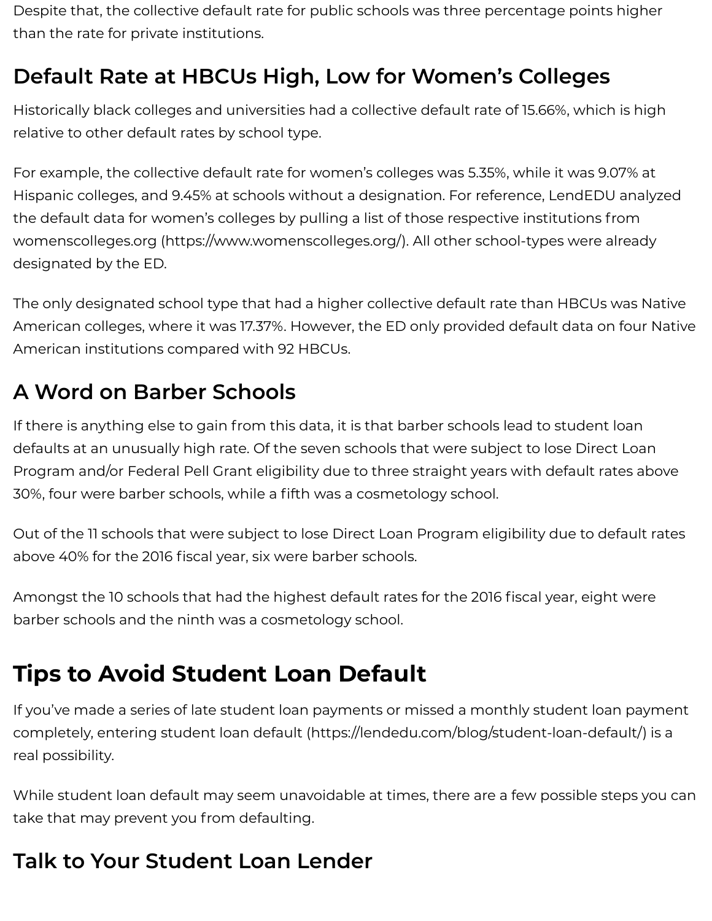Despite that, the collective default rate for public schools was three percentage points higher than the rate for private institutions.

## Default Rate at HBCUs High, Low for Women's Colleges

Historically black colleges and universities had a collective default rate of 15.66%, which is high relative to other default rates by school type.

For example, the collective default rate for women's colleges was 5.35%, while it was 9.07% at Hispanic colleges, and 9.45% at schools without a designation. For reference, LendEDU analyzed the default data for women's colleges by pulling a list of those respective institutions from womenscolleges.org (https://www.womenscolleges.org/). All other school-types were already designated by the ED.

The only designated school type that had a higher collective default rate than HBCUs was Native American colleges, where it was 17.37%. However, the ED only provided default data on four Native American institutions compared with 92 HBCUs.

## A Word on Barber Schools

If there is anything else to gain from this data, it is that barber schools lead to student loan defaults at an unusually high rate. Of the seven schools that were subject to lose Direct Loan Program and/or Federal Pell Grant eligibility due to three straight years with default rates above 30%, four were barber schools, while a fifth was a cosmetology school.

Out of the 11 schools that were subject to lose Direct Loan Program eligibility due to default rates above 40% for the 2016 fiscal year, six were barber schools.

Amongst the 10 schools that had the highest default rates for the 2016 fiscal year, eight were barber schools and the ninth was a cosmetology school.

# Tips to Avoid Student Loan Default

If you've made a series of late student loan payments or missed a monthly student loan payment completely, entering student loan default (https://lendedu.com/blog/student-loan-default/) is a real possibility.

While student loan default may seem unavoidable at times, there are a few possible steps you can take that may prevent you from defaulting.

## Talk to Your Student Loan Lender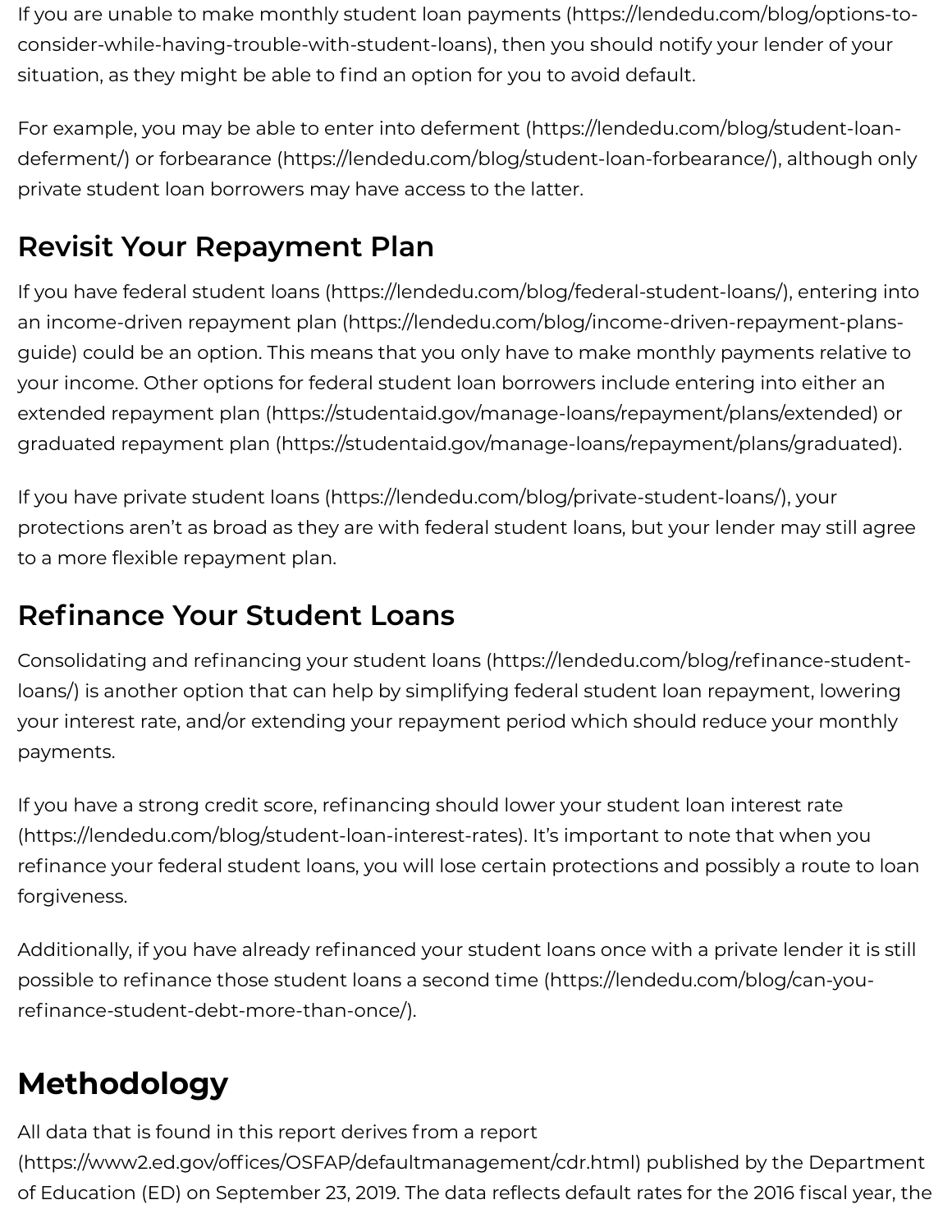If you are unable to make monthly student loan payments (https://lendedu.com/blog/options-to-consider-while-having-trouble-with-student-loans), then you should notify your lender of your situation, as they might be able to find an option for you to avoid default.

For example, you may be able to enter into deferment (https://lendedu.com/blog/student-loan-deferment/) or forbearance (https://lendedu.com/blog/student-loan-forbearance/), although only private student loan borrowers may have access to the latter.

## Revisit Your Repayment Plan

If you have federal student loans (https://lendedu.com/blog/federal-student-loans/), entering into an income-driven repayment plan (https://lendedu.com/blog/income-driven-repayment-plans-guide) could be an option. This means that you only have to make monthly payments relative to your income. Other options for federal student loan borrowers include entering into either an extended repayment plan (https://studentaid.gov/manage-loans/repayment/plans/extended) or graduated repayment plan (https://studentaid.gov/manage-loans/repayment/plans/graduated).

If you have private student loans (https://lendedu.com/blog/private-student-loans/), your protections aren't as broad as they are with federal student loans, but your lender may still agree to a more flexible repayment plan.

## Refinance Your Student Loans

Consolidating and refinancing your student loans (https://lendedu.com/blog/refinance-student-loans/) is another option that can help by simplifying federal student loan repayment, lowering your interest rate, and/or extending your repayment period which should reduce your monthly payments.

If you have a strong credit score, refinancing should lower your student loan interest rate (https://lendedu.com/blog/student-loan-interest-rates). It's important to note that when you refinance your federal student loans, you will lose certain protections and possibly a route to loan forgiveness.

Additionally, if you have already refinanced your student loans once with a private lender it is still possible to refinance those student loans a second time (https://lendedu.com/blog/can-you-refinance-student-debt-more-than-once/).

# Methodology

All data that is found in this report derives from a report (https://www2.ed.gov/offices/OSFAP/defaultmanagement/cdr.html) published by the Department of Education (ED) on September 23, 2019. The data reflects default rates for the 2016 fiscal year, the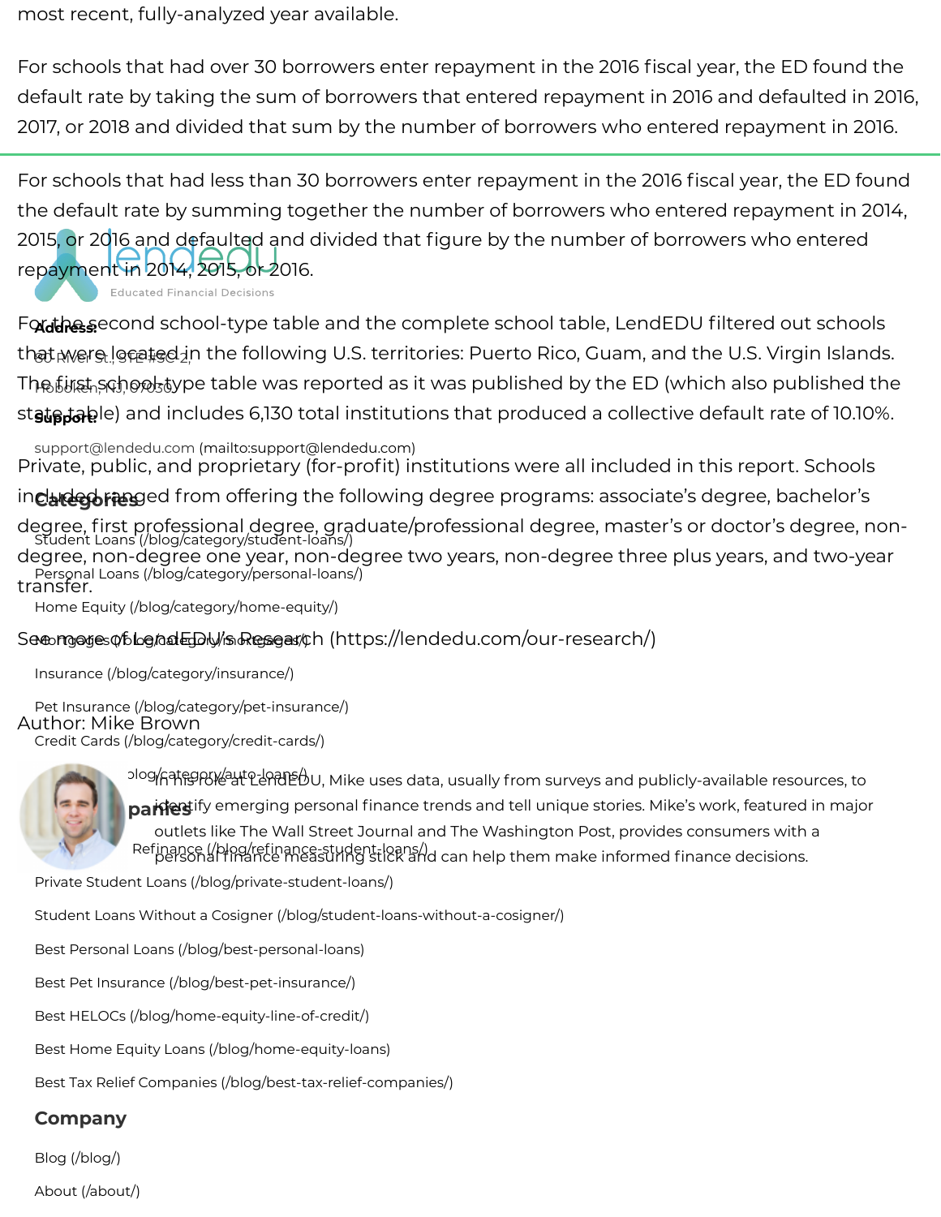most recent, fully-analyzed year available.

For schools that had over 30 borrowers enter repayment in the 2016 fiscal year, the ED found the default rate by taking the sum of borrowers that entered repayment in 2016 and defaulted in 2016, 2017, or 2018 and divided that sum by the number of borrowers who entered repayment in 2016.

For schools that had less than 30 borrowers enter repayment in the 2016 fiscal year, the ED found the default rate by summing together the number of borrowers who entered repayment in 2014, 2015, or 2016 and defaulted and divided that figure by the number of borrowers who entered repayment in 2014, 2015, or 2016.

For the second school-type table and the complete school table, LendEDU filtered out schools that were located in the following U.S. territories: Puerto Rico, Guam, and the U.S. Virgin Islands. The first school-type table was reported as it was published by the ED (which also published the state table) and includes 6,130 total institutions that produced a collective default rate of 10.10%.

Private, public, and proprietary (for-profit) institutions were all included in this report. Schools included ranged from offering the following degree programs: associate's degree, bachelor's degree, first professional degree, graduate/professional degree, master's or doctor's degree, non-degree, non-degree one year, non-degree two years, non-degree three plus years, and two-year transfer.

See more of LendEDU's Research (https://lendedu.com/our-research/)

Author: Mike Brown

In his role at LendEDU, Mike uses data, usually from surveys and publicly-available resources, to identify emerging personal finance trends and tell unique stories. Mike's work, featured in major outlets like The Wall Street Journal and The Washington Post, provides consumers with a personal finance measuring stick and can help them make informed finance decisions.

lendedu

Educated Financial Decisions

**Address:**

80 River St., STE #3C-2,

Hoboken, NJ, 07030

**Support:**

support@lendedu.com (mailto:support@lendedu.com)

**Categories**

Student Loans (/blog/category/student-loans/)

Personal Loans (/blog/category/personal-loans/)

Home Equity (/blog/category/home-equity/)

Mortgages (/blog/category/mortgages/)

Insurance (/blog/category/insurance/)

Pet Insurance (/blog/category/pet-insurance/)

Credit Cards (/blog/category/credit-cards/)

Auto Loans (/blog/category/auto-loans/)

**Companies**

Refinance (/blog/refinance-student-loans/)

Private Student Loans (/blog/private-student-loans/)

Student Loans Without a Cosigner (/blog/student-loans-without-a-cosigner/)

Best Personal Loans (/blog/best-personal-loans)

Best Pet Insurance (/blog/best-pet-insurance/)

Best HELOCs (/blog/home-equity-line-of-credit/)

Best Home Equity Loans (/blog/home-equity-loans)

Best Tax Relief Companies (/blog/best-tax-relief-companies/)

**Company**

Blog (/blog/)

About (/about/)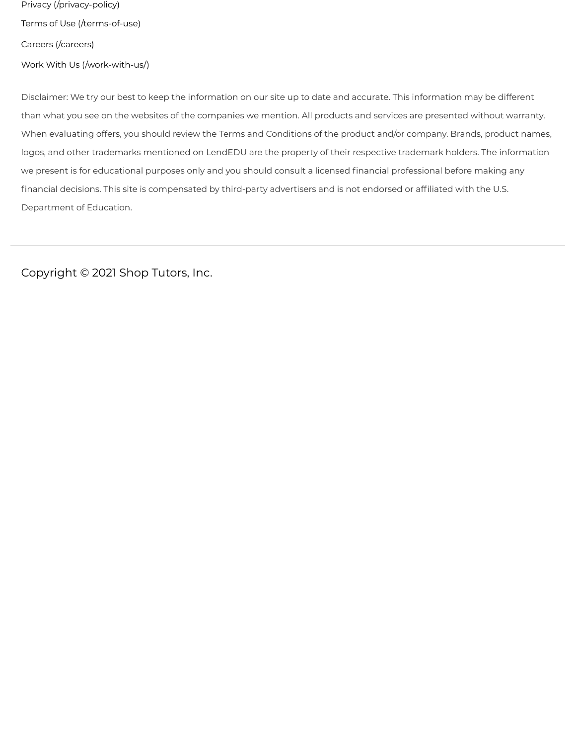Privacy (/privacy-policy)

Terms of Use (/terms-of-use)

Careers (/careers)

Work With Us (/work-with-us/)

Disclaimer: We try our best to keep the information on our site up to date and accurate. This information may be different than what you see on the websites of the companies we mention. All products and services are presented without warranty. When evaluating offers, you should review the Terms and Conditions of the product and/or company. Brands, product names, logos, and other trademarks mentioned on LendEDU are the property of their respective trademark holders. The information we present is for educational purposes only and you should consult a licensed financial professional before making any financial decisions. This site is compensated by third-party advertisers and is not endorsed or affiliated with the U.S. Department of Education.

---

Copyright © 2021 Shop Tutors, Inc.